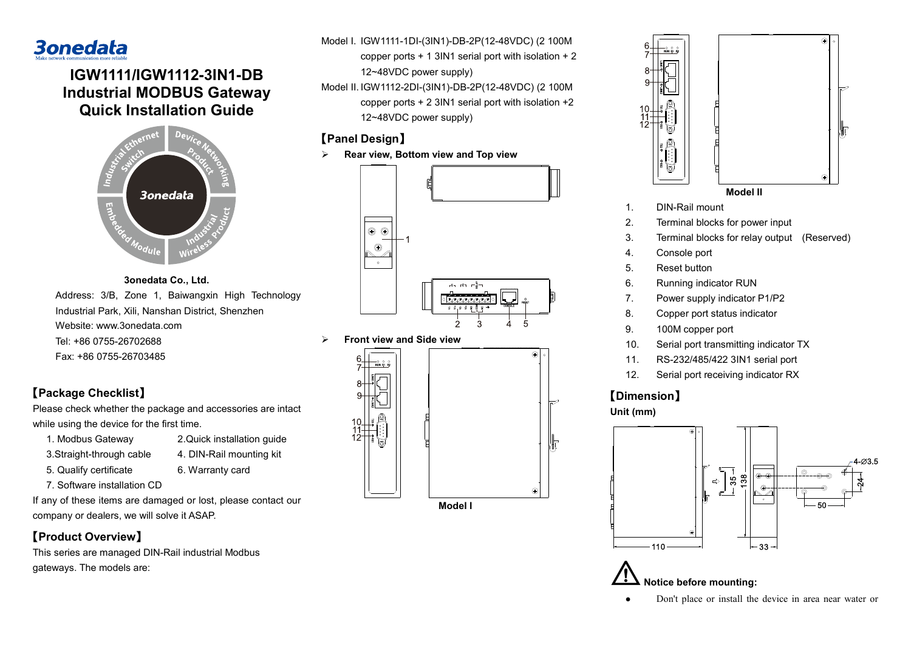3onedata
Make network communication more reliable

# IGW1111/IGW1112-3IN1-DB Industrial MODBUS Gateway Quick Installation Guide

**3onedata Co., Ltd.**

Address: 3/B, Zone 1, Baiwangxin High Technology Industrial Park, Xili, Nanshan District, Shenzhen
Website: www.3onedata.com
Tel: +86 0755-26702688
Fax: +86 0755-26703485

## 【Package Checklist】

Please check whether the package and accessories are intact while using the device for the first time.

1. Modbus Gateway
2. Quick installation guide
3. Straight-through cable
4. DIN-Rail mounting kit
5. Qualify certificate
6. Warranty card
7. Software installation CD

If any of these items are damaged or lost, please contact our company or dealers, we will solve it ASAP.

## 【Product Overview】

This series are managed DIN-Rail industrial Modbus gateways. The models are:

Model I. IGW1111-1DI-(3IN1)-DB-2P(12-48VDC) (2 100M copper ports + 1 3IN1 serial port with isolation + 2 12~48VDC power supply)

Model II. IGW1112-2DI-(3IN1)-DB-2P(12-48VDC) (2 100M copper ports + 2 3IN1 serial port with isolation +2 12~48VDC power supply)

## 【Panel Design】

- **Rear view, Bottom view and Top view**

- **Front view and Side view**

**Model I**

**Model II**

1. DIN-Rail mount
2. Terminal blocks for power input
3. Terminal blocks for relay output (Reserved)
4. Console port
5. Reset button
6. Running indicator RUN
7. Power supply indicator P1/P2
8. Copper port status indicator
9. 100M copper port
10. Serial port transmitting indicator TX
11. RS-232/485/422 3IN1 serial port
12. Serial port receiving indicator RX

## 【Dimension】

**Unit (mm)**

**Notice before mounting:**

- Don't place or install the device in area near water or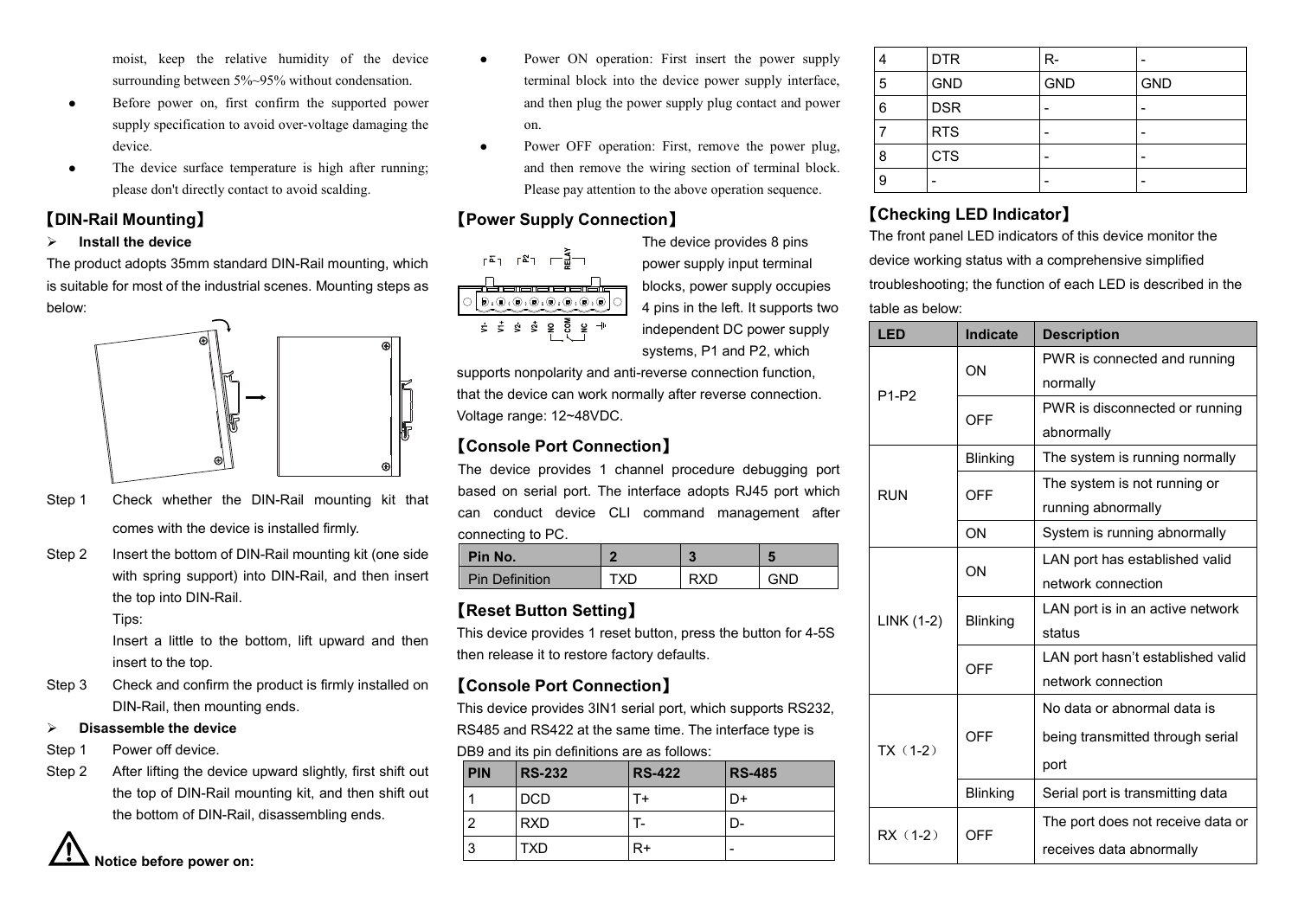moist, keep the relative humidity of the device surrounding between 5%~95% without condensation.

- Before power on, first confirm the supported power supply specification to avoid over-voltage damaging the device.
- The device surface temperature is high after running; please don't directly contact to avoid scalding.

## 【DIN-Rail Mounting】

- **Install the device**

The product adopts 35mm standard DIN-Rail mounting, which is suitable for most of the industrial scenes. Mounting steps as below:

Step 1 Check whether the DIN-Rail mounting kit that comes with the device is installed firmly.

Step 2 Insert the bottom of DIN-Rail mounting kit (one side with spring support) into DIN-Rail, and then insert the top into DIN-Rail.

Tips:

Insert a little to the bottom, lift upward and then insert to the top.

Step 3 Check and confirm the product is firmly installed on DIN-Rail, then mounting ends.

- **Disassemble the device**

Step 1 Power off device.

Step 2 After lifting the device upward slightly, first shift out the top of DIN-Rail mounting kit, and then shift out the bottom of DIN-Rail, disassembling ends.

**Notice before power on:**

- Power ON operation: First insert the power supply terminal block into the device power supply interface, and then plug the power supply plug contact and power on.
- Power OFF operation: First, remove the power plug, and then remove the wiring section of terminal block. Please pay attention to the above operation sequence.

## 【Power Supply Connection】

The device provides 8 pins power supply input terminal blocks, power supply occupies 4 pins in the left. It supports two independent DC power supply systems, P1 and P2, which supports nonpolarity and anti-reverse connection function, that the device can work normally after reverse connection. Voltage range: 12~48VDC.

## 【Console Port Connection】

The device provides 1 channel procedure debugging port based on serial port. The interface adopts RJ45 port which can conduct device CLI command management after connecting to PC.

| Pin No. | 2 | 3 | 5 |
|---|---|---|---|
| Pin Definition | TXD | RXD | GND |

## 【Reset Button Setting】

This device provides 1 reset button, press the button for 4-5S then release it to restore factory defaults.

## 【Console Port Connection】

This device provides 3IN1 serial port, which supports RS232, RS485 and RS422 at the same time. The interface type is DB9 and its pin definitions are as follows:

| PIN | RS-232 | RS-422 | RS-485 |
|---|---|---|---|
| 1 | DCD | T+ | D+ |
| 2 | RXD | T- | D- |
| 3 | TXD | R+ | - |
| 4 | DTR | R- | - |
| 5 | GND | GND | GND |
| 6 | DSR | - | - |
| 7 | RTS | - | - |
| 8 | CTS | - | - |
| 9 | - | - | - |

## 【Checking LED Indicator】

The front panel LED indicators of this device monitor the device working status with a comprehensive simplified troubleshooting; the function of each LED is described in the table as below:

| LED | Indicate | Description |
|---|---|---|
| P1-P2 | ON | PWR is connected and running normally |
| | OFF | PWR is disconnected or running abnormally |
| RUN | Blinking | The system is running normally |
| | OFF | The system is not running or running abnormally |
| | ON | System is running abnormally |
| LINK (1-2) | ON | LAN port has established valid network connection |
| | Blinking | LAN port is in an active network status |
| | OFF | LAN port hasn't established valid network connection |
| TX（1-2） | OFF | No data or abnormal data is being transmitted through serial port |
| | Blinking | Serial port is transmitting data |
| RX（1-2） | OFF | The port does not receive data or receives data abnormally |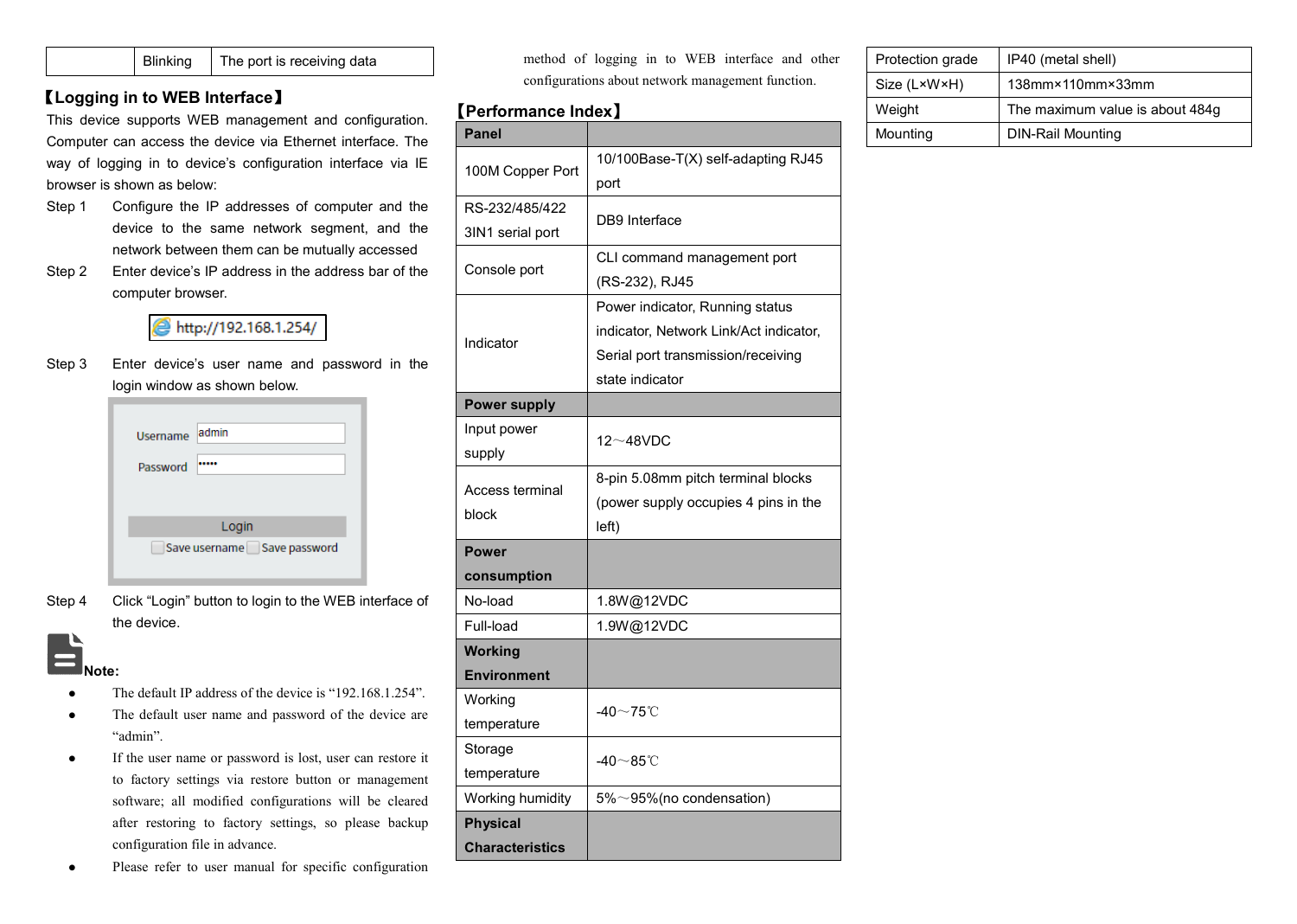| | | |
|---|---|---|
| | Blinking | The port is receiving data |

## 【Logging in to WEB Interface】

This device supports WEB management and configuration. Computer can access the device via Ethernet interface. The way of logging in to device's configuration interface via IE browser is shown as below:

Step 1 Configure the IP addresses of computer and the device to the same network segment, and the network between them can be mutually accessed

Step 2 Enter device's IP address in the address bar of the computer browser.

http://192.168.1.254/

Step 3 Enter device's user name and password in the login window as shown below.

Username admin
Password •••••
Login
Save username Save password

Step 4 Click "Login" button to login to the WEB interface of the device.

**Note:**

- The default IP address of the device is "192.168.1.254".
- The default user name and password of the device are "admin".
- If the user name or password is lost, user can restore it to factory settings via restore button or management software; all modified configurations will be cleared after restoring to factory settings, so please backup configuration file in advance.
- Please refer to user manual for specific configuration method of logging in to WEB interface and other configurations about network management function.

## 【Performance Index】

| | |
|---|---|
| **Panel** | |
| 100M Copper Port | 10/100Base-T(X) self-adapting RJ45 port |
| RS-232/485/422 3IN1 serial port | DB9 Interface |
| Console port | CLI command management port (RS-232), RJ45 |
| Indicator | Power indicator, Running status indicator, Network Link/Act indicator, Serial port transmission/receiving state indicator |
| **Power supply** | |
| Input power supply | 12～48VDC |
| Access terminal block | 8-pin 5.08mm pitch terminal blocks (power supply occupies 4 pins in the left) |
| **Power consumption** | |
| No-load | 1.8W@12VDC |
| Full-load | 1.9W@12VDC |
| **Working Environment** | |
| Working temperature | -40～75℃ |
| Storage temperature | -40～85℃ |
| Working humidity | 5%～95%(no condensation) |
| **Physical Characteristics** | |
| Protection grade | IP40 (metal shell) |
| Size (L×W×H) | 138mm×110mm×33mm |
| Weight | The maximum value is about 484g |
| Mounting | DIN-Rail Mounting |